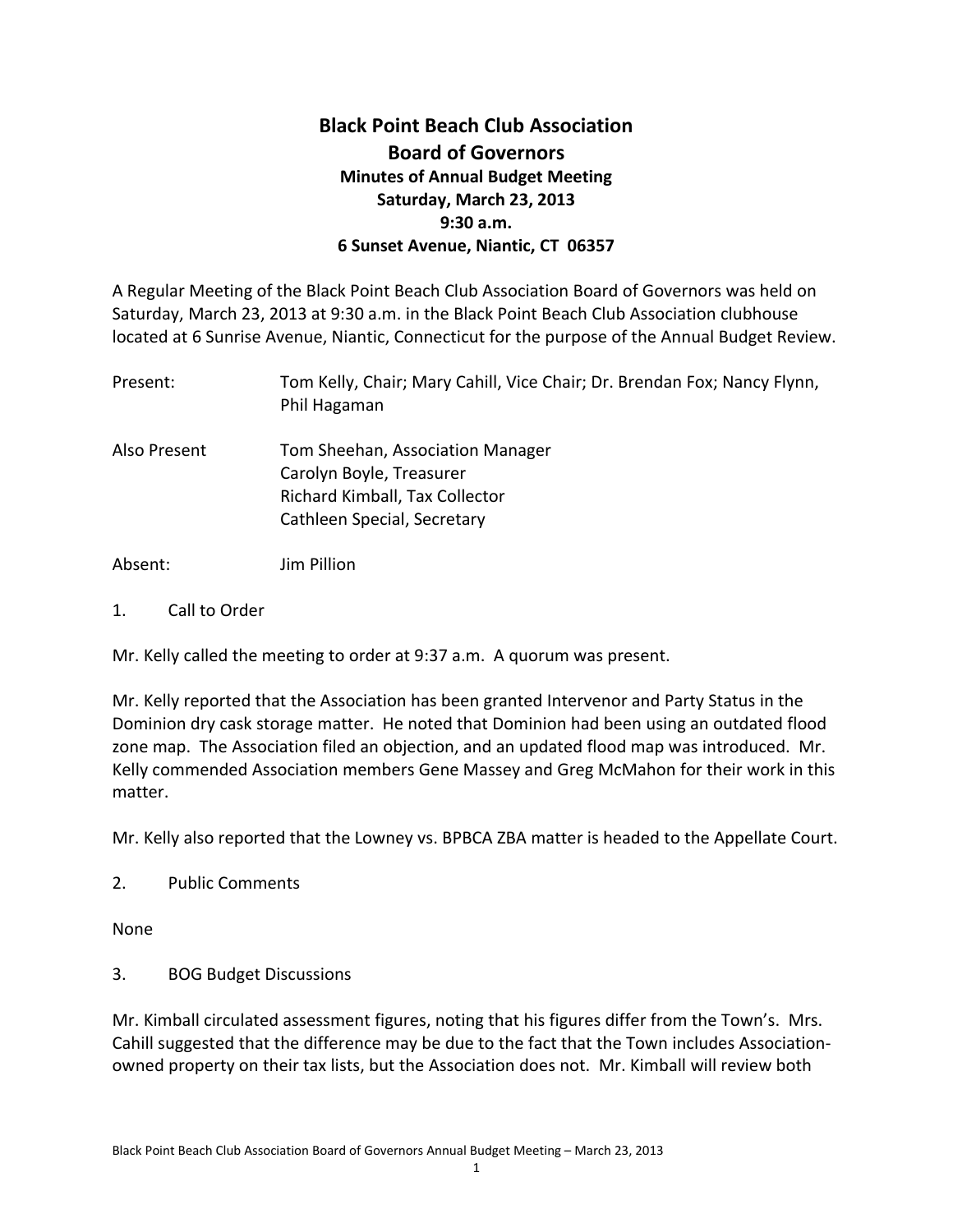# Black Point Beach Club Association
## Board of Governors
### Minutes of Annual Budget Meeting
### Saturday, March 23, 2013
### 9:30 a.m.
### 6 Sunset Avenue, Niantic, CT 06357

A Regular Meeting of the Black Point Beach Club Association Board of Governors was held on Saturday, March 23, 2013 at 9:30 a.m. in the Black Point Beach Club Association clubhouse located at 6 Sunrise Avenue, Niantic, Connecticut for the purpose of the Annual Budget Review.

Present: Tom Kelly, Chair; Mary Cahill, Vice Chair; Dr. Brendan Fox; Nancy Flynn, Phil Hagaman

Also Present Tom Sheehan, Association Manager
Carolyn Boyle, Treasurer
Richard Kimball, Tax Collector
Cathleen Special, Secretary

Absent: Jim Pillion

1. Call to Order

Mr. Kelly called the meeting to order at 9:37 a.m. A quorum was present.

Mr. Kelly reported that the Association has been granted Intervenor and Party Status in the Dominion dry cask storage matter. He noted that Dominion had been using an outdated flood zone map. The Association filed an objection, and an updated flood map was introduced. Mr. Kelly commended Association members Gene Massey and Greg McMahon for their work in this matter.

Mr. Kelly also reported that the Lowney vs. BPBCA ZBA matter is headed to the Appellate Court.

2. Public Comments

None

3. BOG Budget Discussions

Mr. Kimball circulated assessment figures, noting that his figures differ from the Town's. Mrs. Cahill suggested that the difference may be due to the fact that the Town includes Association-owned property on their tax lists, but the Association does not. Mr. Kimball will review both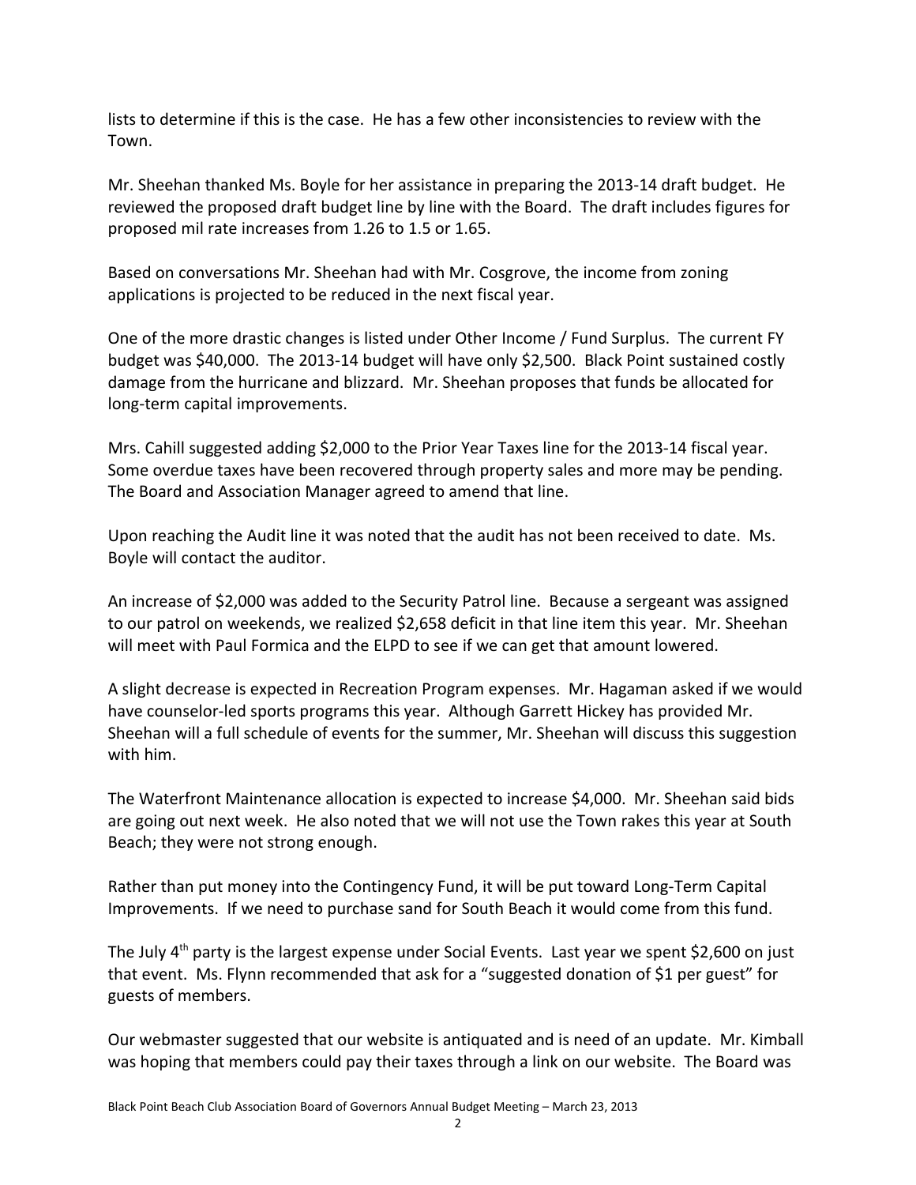lists to determine if this is the case. He has a few other inconsistencies to review with the Town.

Mr. Sheehan thanked Ms. Boyle for her assistance in preparing the 2013-14 draft budget. He reviewed the proposed draft budget line by line with the Board. The draft includes figures for proposed mil rate increases from 1.26 to 1.5 or 1.65.

Based on conversations Mr. Sheehan had with Mr. Cosgrove, the income from zoning applications is projected to be reduced in the next fiscal year.

One of the more drastic changes is listed under Other Income / Fund Surplus. The current FY budget was $40,000. The 2013-14 budget will have only $2,500. Black Point sustained costly damage from the hurricane and blizzard. Mr. Sheehan proposes that funds be allocated for long-term capital improvements.

Mrs. Cahill suggested adding $2,000 to the Prior Year Taxes line for the 2013-14 fiscal year. Some overdue taxes have been recovered through property sales and more may be pending. The Board and Association Manager agreed to amend that line.

Upon reaching the Audit line it was noted that the audit has not been received to date. Ms. Boyle will contact the auditor.

An increase of $2,000 was added to the Security Patrol line. Because a sergeant was assigned to our patrol on weekends, we realized $2,658 deficit in that line item this year. Mr. Sheehan will meet with Paul Formica and the ELPD to see if we can get that amount lowered.

A slight decrease is expected in Recreation Program expenses. Mr. Hagaman asked if we would have counselor-led sports programs this year. Although Garrett Hickey has provided Mr. Sheehan will a full schedule of events for the summer, Mr. Sheehan will discuss this suggestion with him.

The Waterfront Maintenance allocation is expected to increase $4,000. Mr. Sheehan said bids are going out next week. He also noted that we will not use the Town rakes this year at South Beach; they were not strong enough.

Rather than put money into the Contingency Fund, it will be put toward Long-Term Capital Improvements. If we need to purchase sand for South Beach it would come from this fund.

The July 4th party is the largest expense under Social Events. Last year we spent $2,600 on just that event. Ms. Flynn recommended that ask for a "suggested donation of $1 per guest" for guests of members.

Our webmaster suggested that our website is antiquated and is need of an update. Mr. Kimball was hoping that members could pay their taxes through a link on our website. The Board was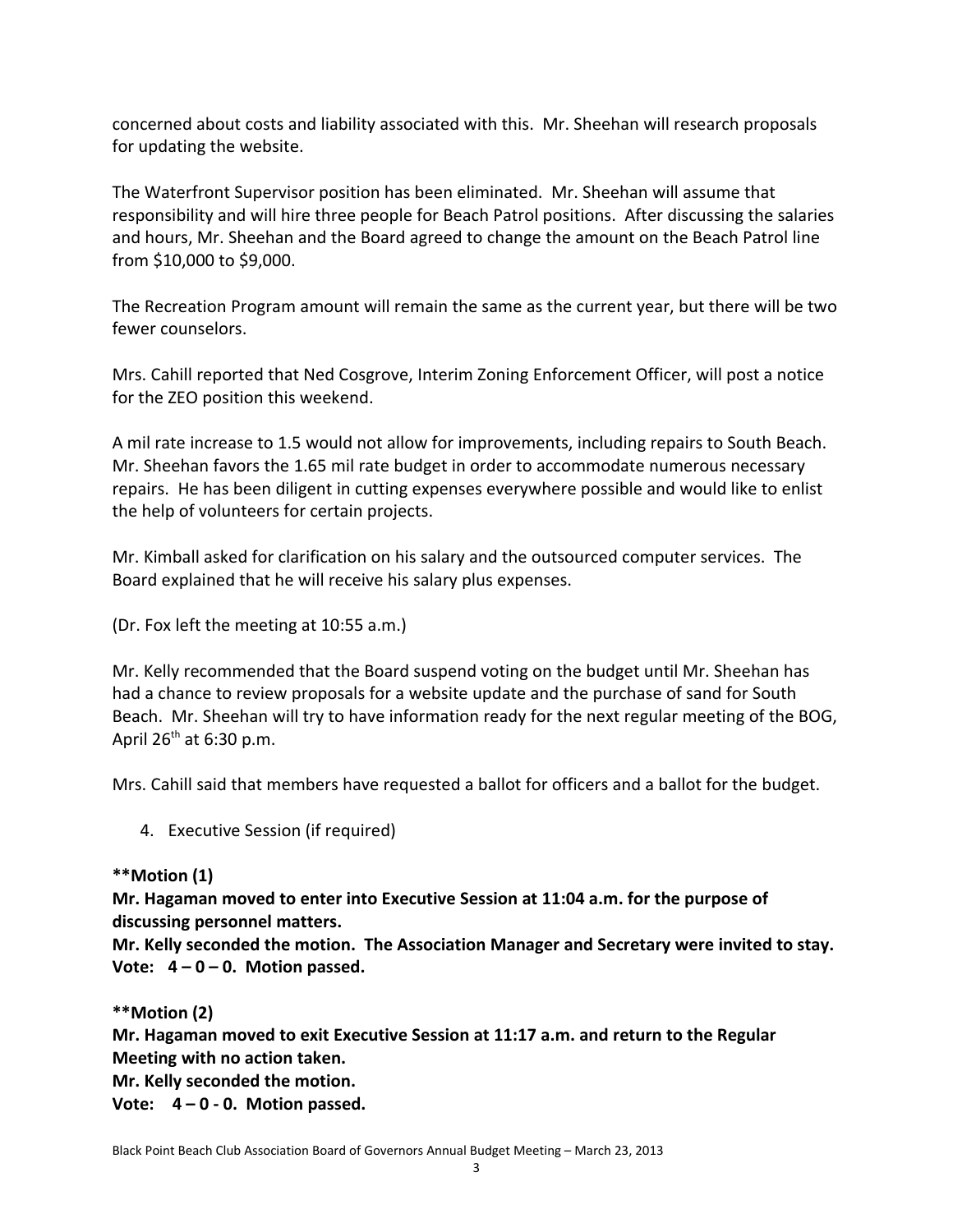concerned about costs and liability associated with this. Mr. Sheehan will research proposals for updating the website.

The Waterfront Supervisor position has been eliminated. Mr. Sheehan will assume that responsibility and will hire three people for Beach Patrol positions. After discussing the salaries and hours, Mr. Sheehan and the Board agreed to change the amount on the Beach Patrol line from $10,000 to $9,000.

The Recreation Program amount will remain the same as the current year, but there will be two fewer counselors.

Mrs. Cahill reported that Ned Cosgrove, Interim Zoning Enforcement Officer, will post a notice for the ZEO position this weekend.

A mil rate increase to 1.5 would not allow for improvements, including repairs to South Beach. Mr. Sheehan favors the 1.65 mil rate budget in order to accommodate numerous necessary repairs. He has been diligent in cutting expenses everywhere possible and would like to enlist the help of volunteers for certain projects.

Mr. Kimball asked for clarification on his salary and the outsourced computer services. The Board explained that he will receive his salary plus expenses.

(Dr. Fox left the meeting at 10:55 a.m.)

Mr. Kelly recommended that the Board suspend voting on the budget until Mr. Sheehan has had a chance to review proposals for a website update and the purchase of sand for South Beach. Mr. Sheehan will try to have information ready for the next regular meeting of the BOG, April 26th at 6:30 p.m.

Mrs. Cahill said that members have requested a ballot for officers and a ballot for the budget.

4. Executive Session (if required)

**\*\*Motion (1)**
**Mr. Hagaman moved to enter into Executive Session at 11:04 a.m. for the purpose of discussing personnel matters.**
**Mr. Kelly seconded the motion. The Association Manager and Secretary were invited to stay.**
**Vote: 4 – 0 – 0. Motion passed.**

**\*\*Motion (2)**
**Mr. Hagaman moved to exit Executive Session at 11:17 a.m. and return to the Regular Meeting with no action taken.**
**Mr. Kelly seconded the motion.**
**Vote: 4 – 0 - 0. Motion passed.**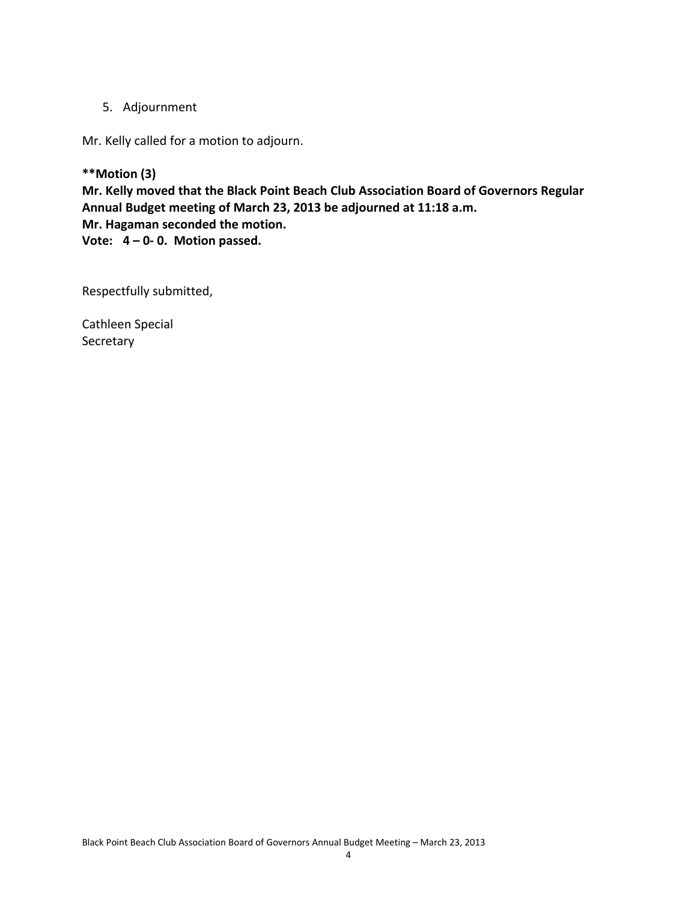5. Adjournment

Mr. Kelly called for a motion to adjourn.

**\*\*Motion (3)**
**Mr. Kelly moved that the Black Point Beach Club Association Board of Governors Regular Annual Budget meeting of March 23, 2013 be adjourned at 11:18 a.m.**
**Mr. Hagaman seconded the motion.**
**Vote: 4 – 0- 0. Motion passed.**

Respectfully submitted,

Cathleen Special
Secretary